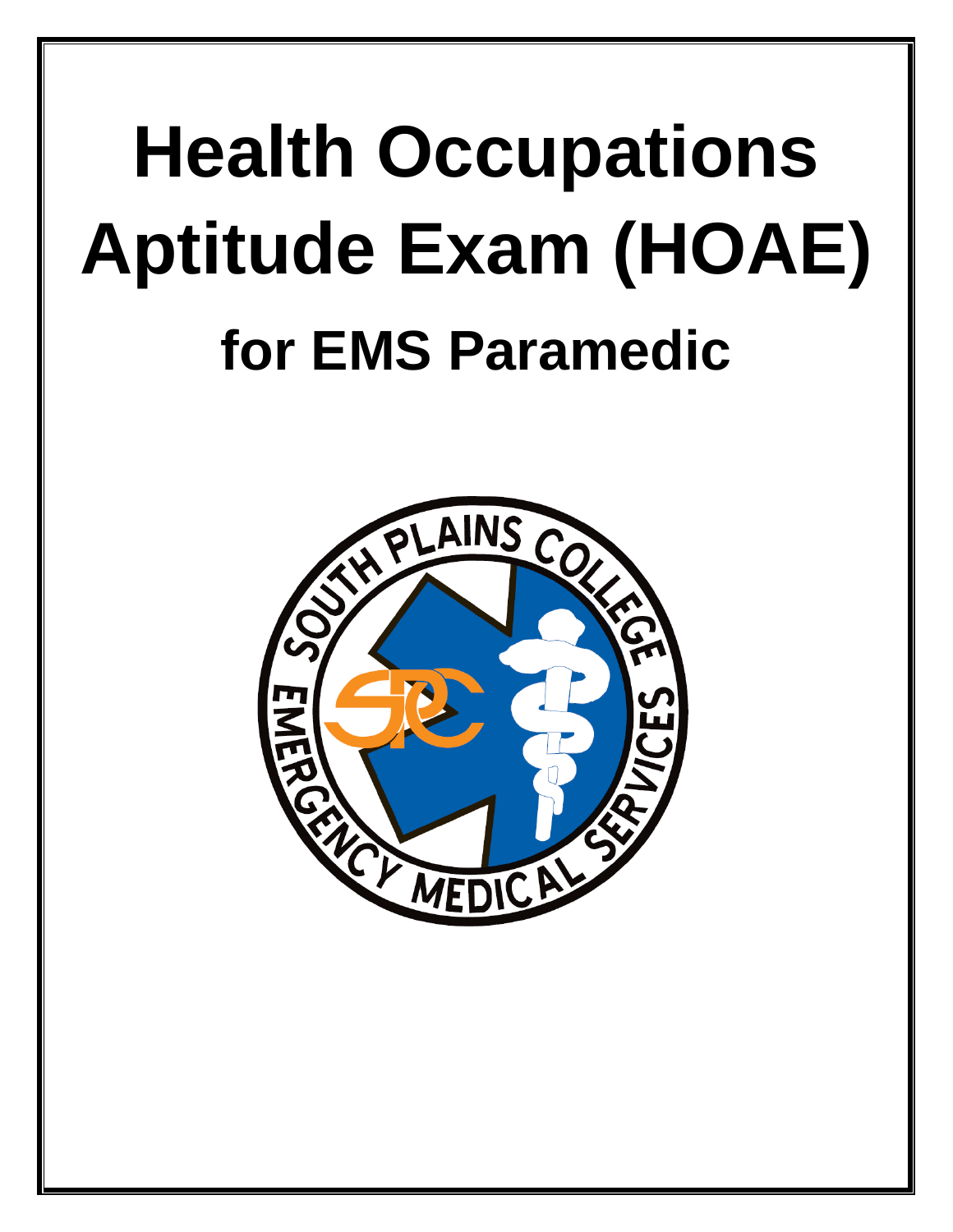# Health Occupations Aptitude Exam (HOAE)

## for EMS Paramedic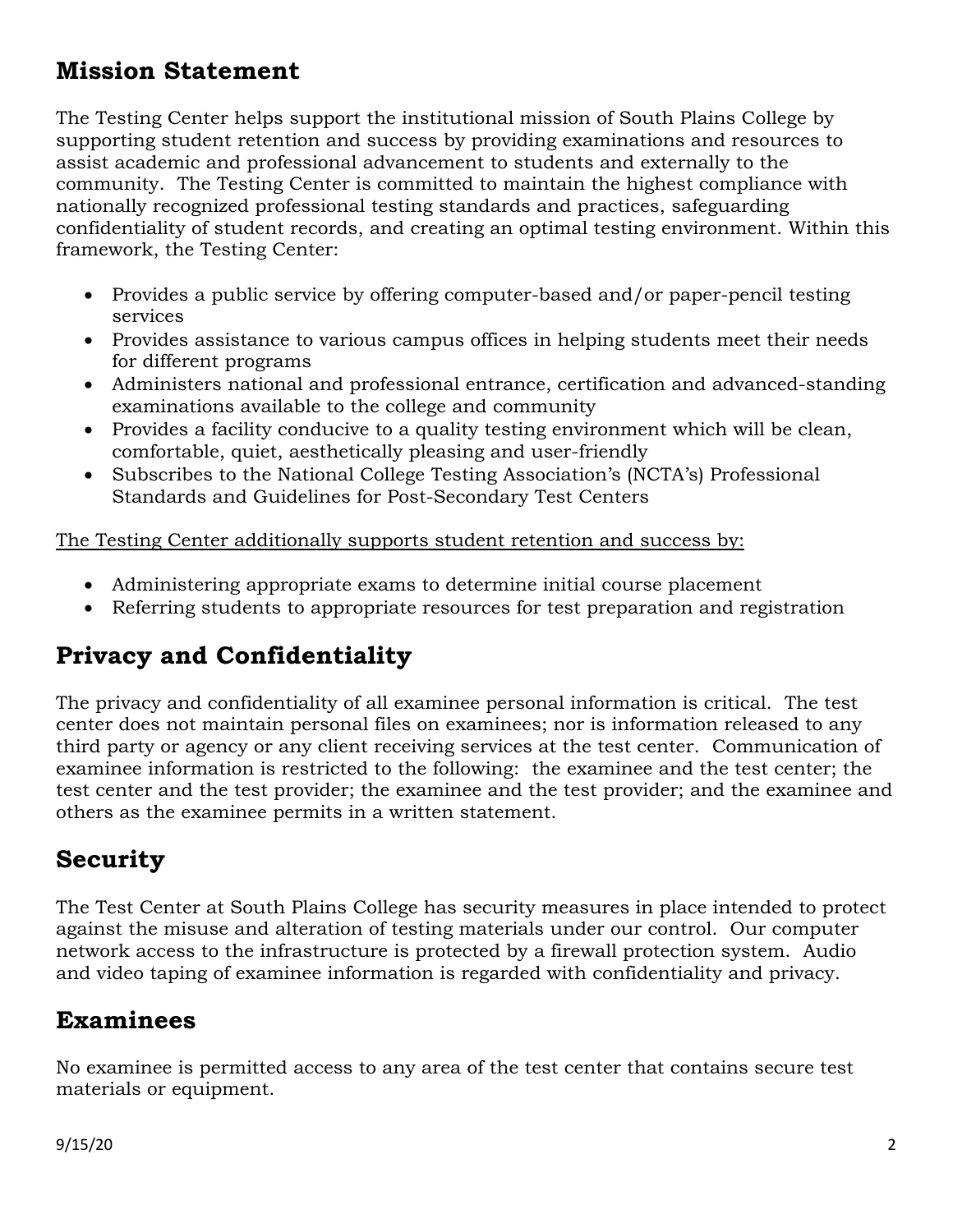## Mission Statement

The Testing Center helps support the institutional mission of South Plains College by supporting student retention and success by providing examinations and resources to assist academic and professional advancement to students and externally to the community. The Testing Center is committed to maintain the highest compliance with nationally recognized professional testing standards and practices, safeguarding confidentiality of student records, and creating an optimal testing environment. Within this framework, the Testing Center:

- Provides a public service by offering computer-based and/or paper-pencil testing services
- Provides assistance to various campus offices in helping students meet their needs for different programs
- Administers national and professional entrance, certification and advanced-standing examinations available to the college and community
- Provides a facility conducive to a quality testing environment which will be clean, comfortable, quiet, aesthetically pleasing and user-friendly
- Subscribes to the National College Testing Association's (NCTA's) Professional Standards and Guidelines for Post-Secondary Test Centers

<u>The Testing Center additionally supports student retention and success by:</u>

- Administering appropriate exams to determine initial course placement
- Referring students to appropriate resources for test preparation and registration

## Privacy and Confidentiality

The privacy and confidentiality of all examinee personal information is critical. The test center does not maintain personal files on examinees; nor is information released to any third party or agency or any client receiving services at the test center. Communication of examinee information is restricted to the following: the examinee and the test center; the test center and the test provider; the examinee and the test provider; and the examinee and others as the examinee permits in a written statement.

## Security

The Test Center at South Plains College has security measures in place intended to protect against the misuse and alteration of testing materials under our control. Our computer network access to the infrastructure is protected by a firewall protection system. Audio and video taping of examinee information is regarded with confidentiality and privacy.

## Examinees

No examinee is permitted access to any area of the test center that contains secure test materials or equipment.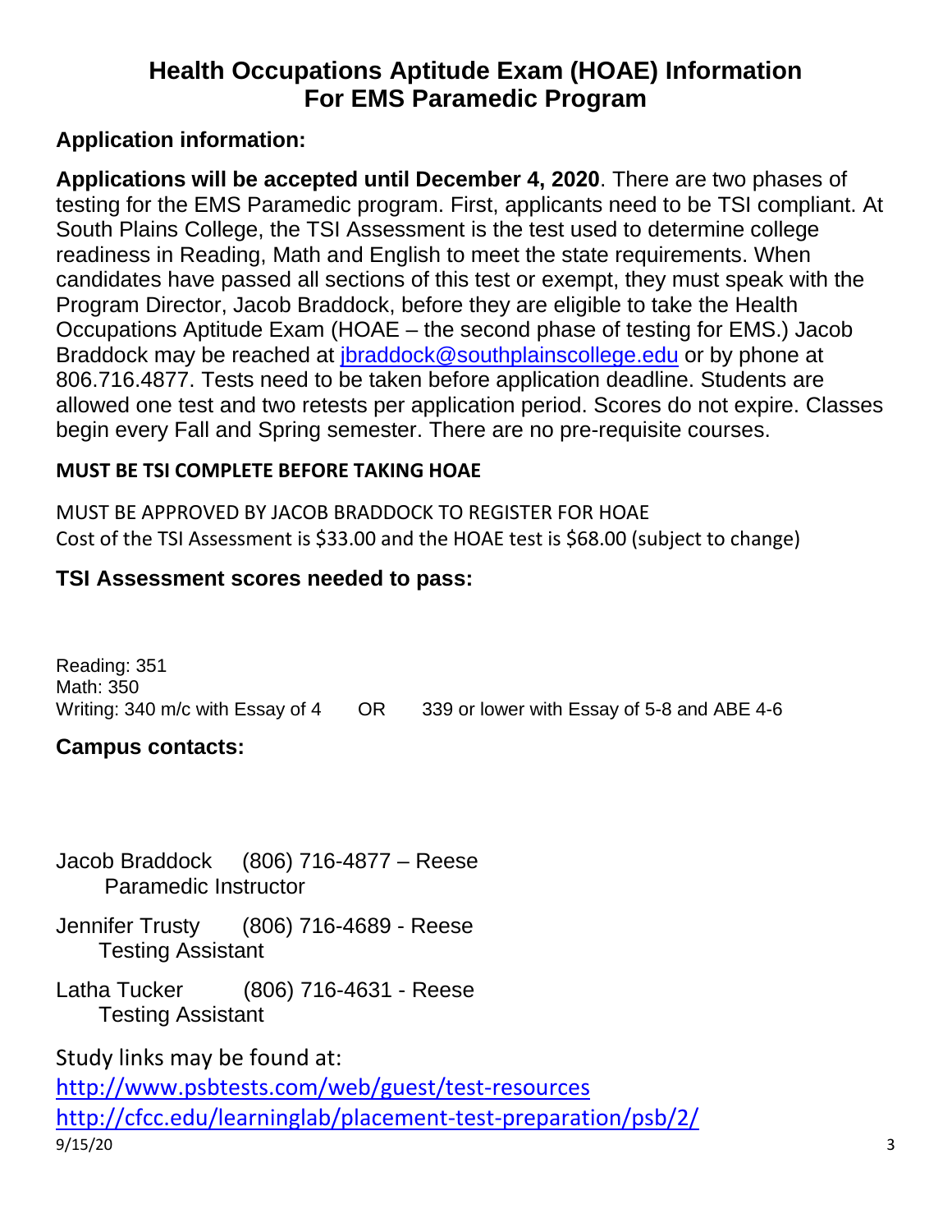# Health Occupations Aptitude Exam (HOAE) Information
# For EMS Paramedic Program

## Application information:

**Applications will be accepted until December 4, 2020**. There are two phases of testing for the EMS Paramedic program. First, applicants need to be TSI compliant. At South Plains College, the TSI Assessment is the test used to determine college readiness in Reading, Math and English to meet the state requirements. When candidates have passed all sections of this test or exempt, they must speak with the Program Director, Jacob Braddock, before they are eligible to take the Health Occupations Aptitude Exam (HOAE – the second phase of testing for EMS.) Jacob Braddock may be reached at jbraddock@southplainscollege.edu or by phone at 806.716.4877. Tests need to be taken before application deadline. Students are allowed one test and two retests per application period. Scores do not expire. Classes begin every Fall and Spring semester. There are no pre-requisite courses.

**MUST BE TSI COMPLETE BEFORE TAKING HOAE**

MUST BE APPROVED BY JACOB BRADDOCK TO REGISTER FOR HOAE

Cost of the TSI Assessment is $33.00 and the HOAE test is $68.00 (subject to change)

## TSI Assessment scores needed to pass:

Reading: 351
Math: 350
Writing: 340 m/c with Essay of 4 OR 339 or lower with Essay of 5-8 and ABE 4-6

## Campus contacts:

Jacob Braddock (806) 716-4877 – Reese
Paramedic Instructor

Jennifer Trusty (806) 716-4689 - Reese
Testing Assistant

Latha Tucker (806) 716-4631 - Reese
Testing Assistant

Study links may be found at:
http://www.psbtests.com/web/guest/test-resources
http://cfcc.edu/learninglab/placement-test-preparation/psb/2/

9/15/20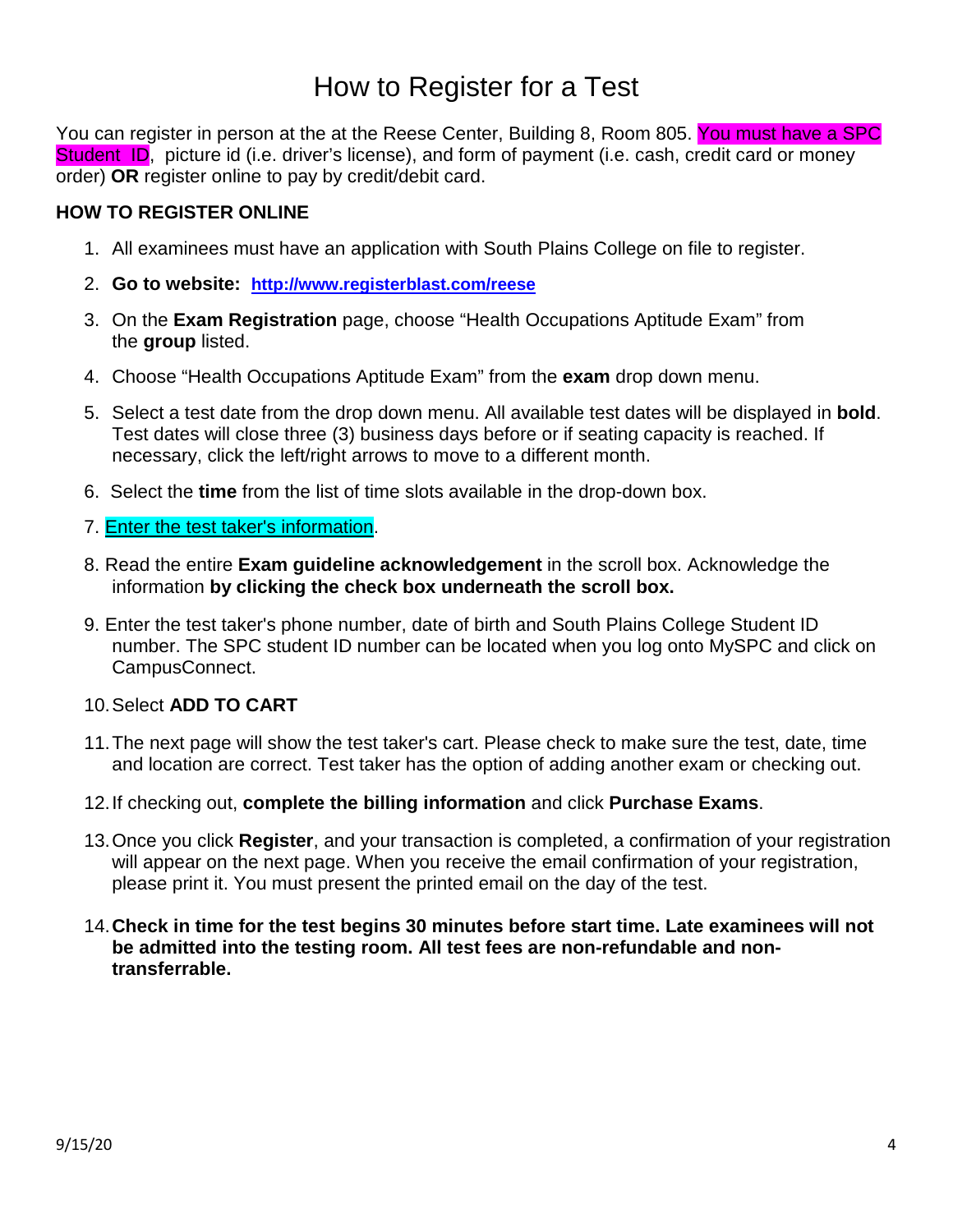# How to Register for a Test

You can register in person at the at the Reese Center, Building 8, Room 805. You must have a SPC Student ID, picture id (i.e. driver's license), and form of payment (i.e. cash, credit card or money order) **OR** register online to pay by credit/debit card.

**HOW TO REGISTER ONLINE**

1. All examinees must have an application with South Plains College on file to register.
2. **Go to website: http://www.registerblast.com/reese**
3. On the **Exam Registration** page, choose "Health Occupations Aptitude Exam" from the **group** listed.
4. Choose "Health Occupations Aptitude Exam" from the **exam** drop down menu.
5. Select a test date from the drop down menu. All available test dates will be displayed in **bold**. Test dates will close three (3) business days before or if seating capacity is reached. If necessary, click the left/right arrows to move to a different month.
6. Select the **time** from the list of time slots available in the drop-down box.
7. Enter the test taker's information.
8. Read the entire **Exam guideline acknowledgement** in the scroll box. Acknowledge the information **by clicking the check box underneath the scroll box.**
9. Enter the test taker's phone number, date of birth and South Plains College Student ID number. The SPC student ID number can be located when you log onto MySPC and click on CampusConnect.
10. Select **ADD TO CART**
11. The next page will show the test taker's cart. Please check to make sure the test, date, time and location are correct. Test taker has the option of adding another exam or checking out.
12. If checking out, **complete the billing information** and click **Purchase Exams**.
13. Once you click **Register**, and your transaction is completed, a confirmation of your registration will appear on the next page. When you receive the email confirmation of your registration, please print it. You must present the printed email on the day of the test.
14. **Check in time for the test begins 30 minutes before start time. Late examinees will not be admitted into the testing room. All test fees are non-refundable and non-transferrable.**

9/15/20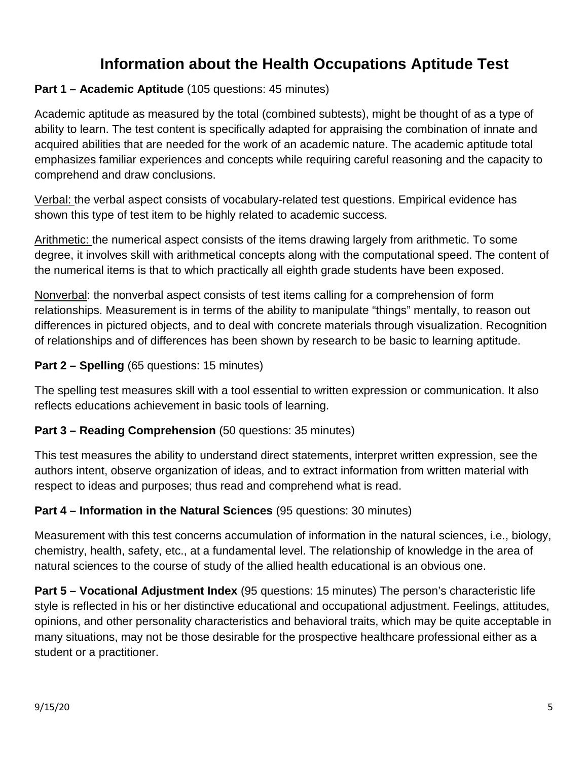# Information about the Health Occupations Aptitude Test

**Part 1 – Academic Aptitude** (105 questions: 45 minutes)

Academic aptitude as measured by the total (combined subtests), might be thought of as a type of ability to learn. The test content is specifically adapted for appraising the combination of innate and acquired abilities that are needed for the work of an academic nature. The academic aptitude total emphasizes familiar experiences and concepts while requiring careful reasoning and the capacity to comprehend and draw conclusions.

<u>Verbal:</u> the verbal aspect consists of vocabulary-related test questions. Empirical evidence has shown this type of test item to be highly related to academic success.

<u>Arithmetic:</u> the numerical aspect consists of the items drawing largely from arithmetic. To some degree, it involves skill with arithmetical concepts along with the computational speed. The content of the numerical items is that to which practically all eighth grade students have been exposed.

<u>Nonverbal</u>: the nonverbal aspect consists of test items calling for a comprehension of form relationships. Measurement is in terms of the ability to manipulate "things" mentally, to reason out differences in pictured objects, and to deal with concrete materials through visualization. Recognition of relationships and of differences has been shown by research to be basic to learning aptitude.

**Part 2 – Spelling** (65 questions: 15 minutes)

The spelling test measures skill with a tool essential to written expression or communication. It also reflects educations achievement in basic tools of learning.

**Part 3 – Reading Comprehension** (50 questions: 35 minutes)

This test measures the ability to understand direct statements, interpret written expression, see the authors intent, observe organization of ideas, and to extract information from written material with respect to ideas and purposes; thus read and comprehend what is read.

**Part 4 – Information in the Natural Sciences** (95 questions: 30 minutes)

Measurement with this test concerns accumulation of information in the natural sciences, i.e., biology, chemistry, health, safety, etc., at a fundamental level. The relationship of knowledge in the area of natural sciences to the course of study of the allied health educational is an obvious one.

**Part 5 – Vocational Adjustment Index** (95 questions: 15 minutes) The person's characteristic life style is reflected in his or her distinctive educational and occupational adjustment. Feelings, attitudes, opinions, and other personality characteristics and behavioral traits, which may be quite acceptable in many situations, may not be those desirable for the prospective healthcare professional either as a student or a practitioner.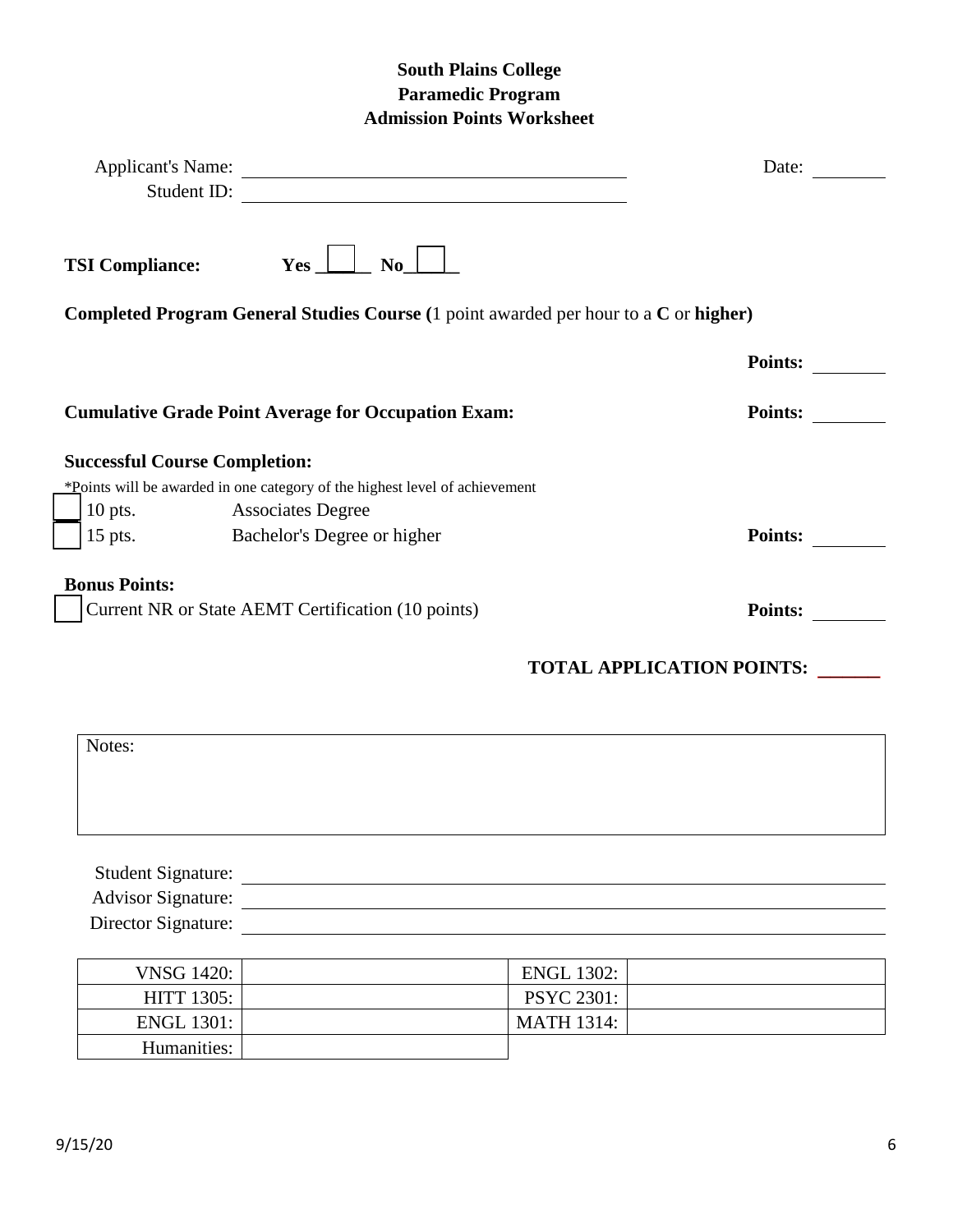## South Plains College
## Paramedic Program
## Admission Points Worksheet

Applicant's Name: ______________________________ Date: ________

Student ID: ______________________________

**TSI Compliance:** **Yes** ☐ **No** ☐

**Completed Program General Studies Course (**1 point awarded per hour to a **C** or **higher)**

**Points:** ________

**Cumulative Grade Point Average for Occupation Exam:** **Points:** ________

**Successful Course Completion:**

*Points will be awarded in one category of the highest level of achievement

☐ 10 pts. Associates Degree

☐ 15 pts. Bachelor's Degree or higher **Points:** ________

**Bonus Points:**

☐ Current NR or State AEMT Certification (10 points) **Points:** ________

**TOTAL APPLICATION POINTS:** ______

| Notes: |
|---|
| |

Student Signature: ______________________________

Advisor Signature: ______________________________

Director Signature: ______________________________

| | | | |
|---|---|---|---|
| VNSG 1420: | | ENGL 1302: | |
| HITT 1305: | | PSYC 2301: | |
| ENGL 1301: | | MATH 1314: | |
| Humanities: | | | |

9/15/20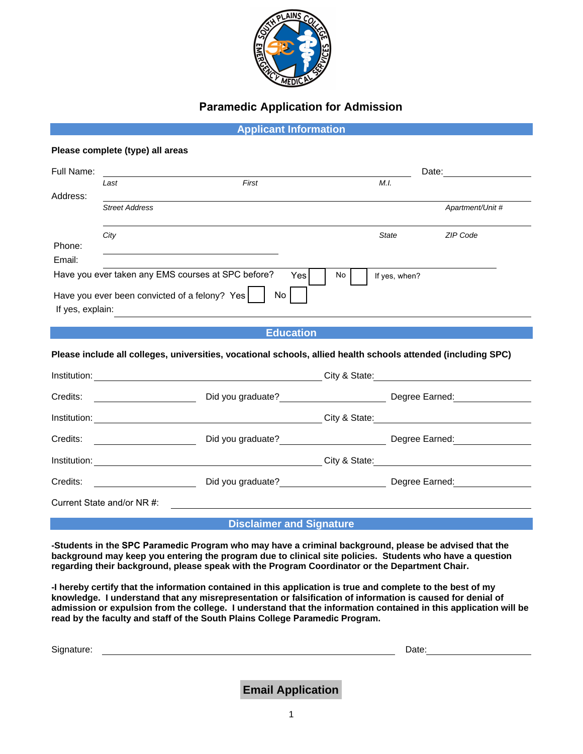# Paramedic Application for Admission

## Applicant Information

**Please complete (type) all areas**

Full Name: ______________________________________________ Date: ______________

*Last* *First* *M.I.*

Address: ______________________________________________

*Street Address* *Apartment/Unit #*

______________________________________________

*City* *State* *ZIP Code*

Phone: ______________________

Email: ______________________________________________

Have you ever taken any EMS courses at SPC before? Yes ☐ No ☐ If yes, when?

Have you ever been convicted of a felony? Yes ☐ No ☐

If yes, explain: ______________________________________________

## Education

**Please include all colleges, universities, vocational schools, allied health schools attended (including SPC)**

Institution: ______________________ City & State: ______________________

Credits: __________ Did you graduate? __________ Degree Earned: __________

Institution: ______________________ City & State: ______________________

Credits: __________ Did you graduate? __________ Degree Earned: __________

Institution: ______________________ City & State: ______________________

Credits: __________ Did you graduate? __________ Degree Earned: __________

Current State and/or NR #: ______________________________________________

## Disclaimer and Signature

**-Students in the SPC Paramedic Program who may have a criminal background, please be advised that the background may keep you entering the program due to clinical site policies. Students who have a question regarding their background, please speak with the Program Coordinator or the Department Chair.**

**-I hereby certify that the information contained in this application is true and complete to the best of my knowledge. I understand that any misrepresentation or falsification of information is caused for denial of admission or expulsion from the college. I understand that the information contained in this application will be read by the faculty and staff of the South Plains College Paramedic Program.**

Signature: ______________________________________________ Date: ______________

**Email Application**